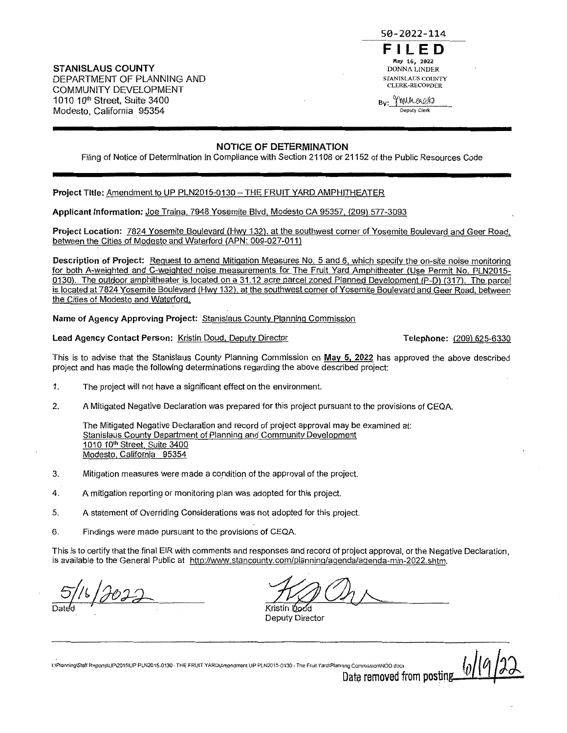50-2022-114

**FILED**

May 16, 2022
DONNA LINDER
STANISLAUS COUNTY
CLERK-RECORDER

By: [signature]
Deputy Clerk

**STANISLAUS COUNTY**
DEPARTMENT OF PLANNING AND
COMMUNITY DEVELOPMENT
1010 10th Street, Suite 3400
Modesto, California 95354

## NOTICE OF DETERMINATION

Filing of Notice of Determination in Compliance with Section 21108 or 21152 of the Public Resources Code

**Project Title:** Amendment to UP PLN2015-0130 – THE FRUIT YARD AMPHITHEATER

**Applicant Information:** Joe Traina, 7948 Yosemite Blvd, Modesto CA 95357, (209) 577-3093

**Project Location:** 7824 Yosemite Boulevard (Hwy 132), at the southwest corner of Yosemite Boulevard and Geer Road, between the Cities of Modesto and Waterford (APN: 009-027-011)

**Description of Project:** Request to amend Mitigation Measures No. 5 and 6, which specify the on-site noise monitoring for both A-weighted and C-weighted noise measurements for The Fruit Yard Amphitheater (Use Permit No. PLN2015-0130). The outdoor amphitheater is located on a 31.12 acre parcel zoned Planned Development (P-D) (317). The parcel is located at 7824 Yosemite Boulevard (Hwy 132), at the southwest corner of Yosemite Boulevard and Geer Road, between the Cities of Modesto and Waterford.

**Name of Agency Approving Project:** Stanislaus County Planning Commission

**Lead Agency Contact Person:** Kristin Doud, Deputy Director **Telephone:** (209) 525-6330

This is to advise that the Stanislaus County Planning Commission on **May 5, 2022** has approved the above described project and has made the following determinations regarding the above described project:

1. The project will not have a significant effect on the environment.

2. A Mitigated Negative Declaration was prepared for this project pursuant to the provisions of CEQA.

   The Mitigated Negative Declaration and record of project approval may be examined at:
   Stanislaus County Department of Planning and Community Development
   1010 10th Street, Suite 3400
   Modesto, California 95354

3. Mitigation measures were made a condition of the approval of the project.

4. A mitigation reporting or monitoring plan was adopted for this project.

5. A statement of Overriding Considerations was not adopted for this project.

6. Findings were made pursuant to the provisions of CEQA.

This is to certify that the final EIR with comments and responses and record of project approval, or the Negative Declaration, is available to the General Public at http://www.stancounty.com/planning/agenda/agenda-min-2022.shtm.

5/16/2022
Dated

[signature]
Kristin Doud
Deputy Director

I:\Planning\Staff Reports\UP\2015\UP PLN2015-0130 - THE FRUIT YARD\Amendment UP PLN2015-0130 - The Fruit Yard\Planning Commission\NOD.docx

Date removed from posting 6/19/22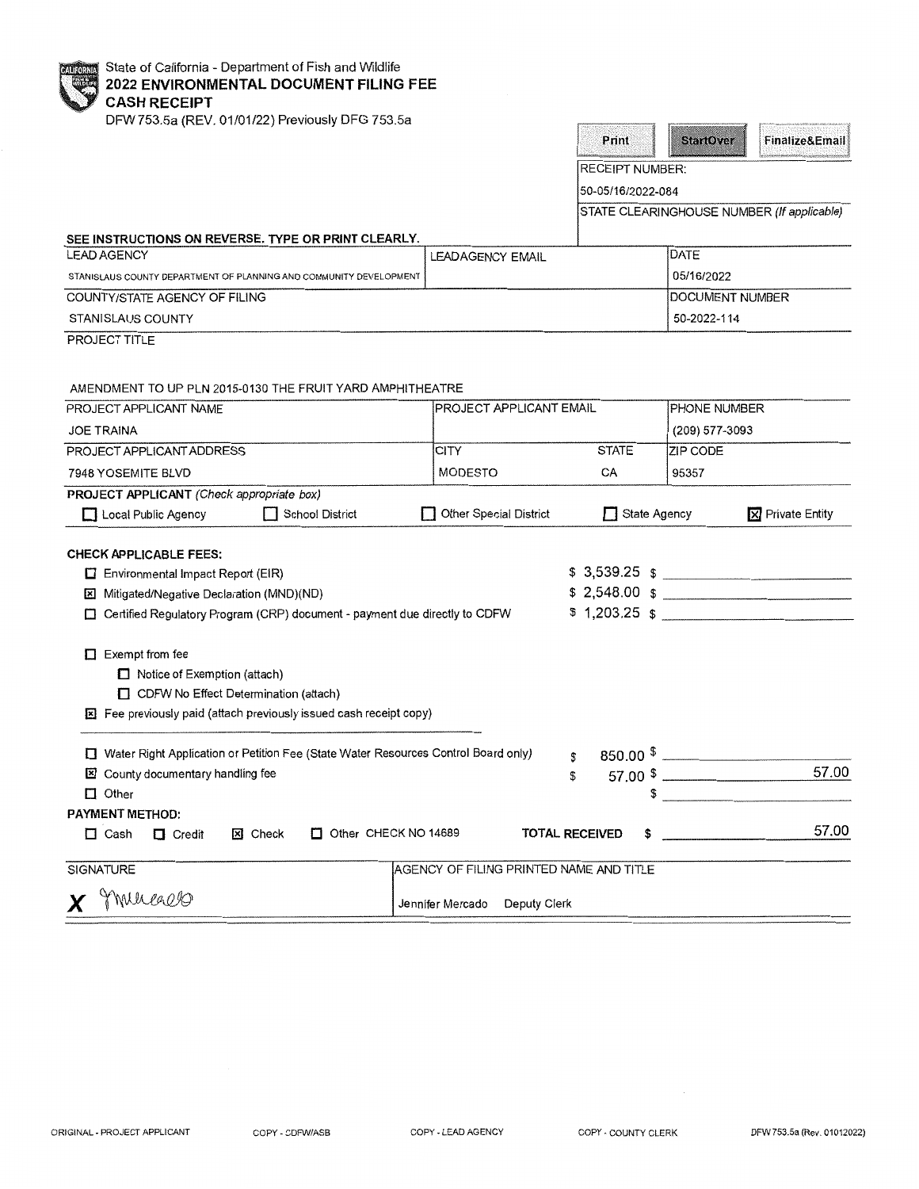State of California - Department of Fish and Wildlife

# 2022 ENVIRONMENTAL DOCUMENT FILING FEE CASH RECEIPT

DFW 753.5a (REV. 01/01/22) Previously DFG 753.5a

Print | StartOver | Finalize&Email

RECEIPT NUMBER:
50-05/16/2022-084

STATE CLEARINGHOUSE NUMBER *(If applicable)*

**SEE INSTRUCTIONS ON REVERSE. TYPE OR PRINT CLEARLY.**

| LEAD AGENCY | LEADAGENCY EMAIL | DATE |
|---|---|---|
| STANISLAUS COUNTY DEPARTMENT OF PLANNING AND COMMUNITY DEVELOPMENT | | 05/16/2022 |

| COUNTY/STATE AGENCY OF FILING | DOCUMENT NUMBER |
|---|---|
| STANISLAUS COUNTY | 50-2022-114 |

PROJECT TITLE

AMENDMENT TO UP PLN 2015-0130 THE FRUIT YARD AMPHITHEATRE

| PROJECT APPLICANT NAME | PROJECT APPLICANT EMAIL | PHONE NUMBER |
|---|---|---|
| JOE TRAINA | | (209) 577-3093 |

| PROJECT APPLICANT ADDRESS | CITY | STATE | ZIP CODE |
|---|---|---|---|
| 7948 YOSEMITE BLVD | MODESTO | CA | 95357 |

**PROJECT APPLICANT** *(Check appropriate box)*

- ☐ Local Public Agency
- ☐ School District
- ☐ Other Special District
- ☐ State Agency
- ☒ Private Entity

**CHECK APPLICABLE FEES:**

| | | |
|---|---|---|
| ☐ Environmental Impact Report (EIR) | $ 3,539.25 | $ |
| ☒ Mitigated/Negative Declaration (MND)(ND) | $ 2,548.00 | $ |
| ☐ Certified Regulatory Program (CRP) document - payment due directly to CDFW | $ 1,203.25 | $ |

- ☐ Exempt from fee
  - ☐ Notice of Exemption (attach)
  - ☐ CDFW No Effect Determination (attach)
- ☒ Fee previously paid (attach previously issued cash receipt copy)

| | | |
|---|---|---|
| ☐ Water Right Application or Petition Fee (State Water Resources Control Board only) | $ 850.00 | $ |
| ☒ County documentary handling fee | $ 57.00 | $ 57.00 |
| ☐ Other | | $ |

**PAYMENT METHOD:**

☐ Cash ☐ Credit ☒ Check ☐ Other CHECK NO 14689

**TOTAL RECEIVED** $ 57.00

| SIGNATURE | AGENCY OF FILING PRINTED NAME AND TITLE |
|---|---|
| X JMercado | Jennifer Mercado Deputy Clerk |

ORIGINAL - PROJECT APPLICANT | COPY - CDFW/ASB | COPY - LEAD AGENCY | COPY - COUNTY CLERK | DFW 753.5a (Rev. 01012022)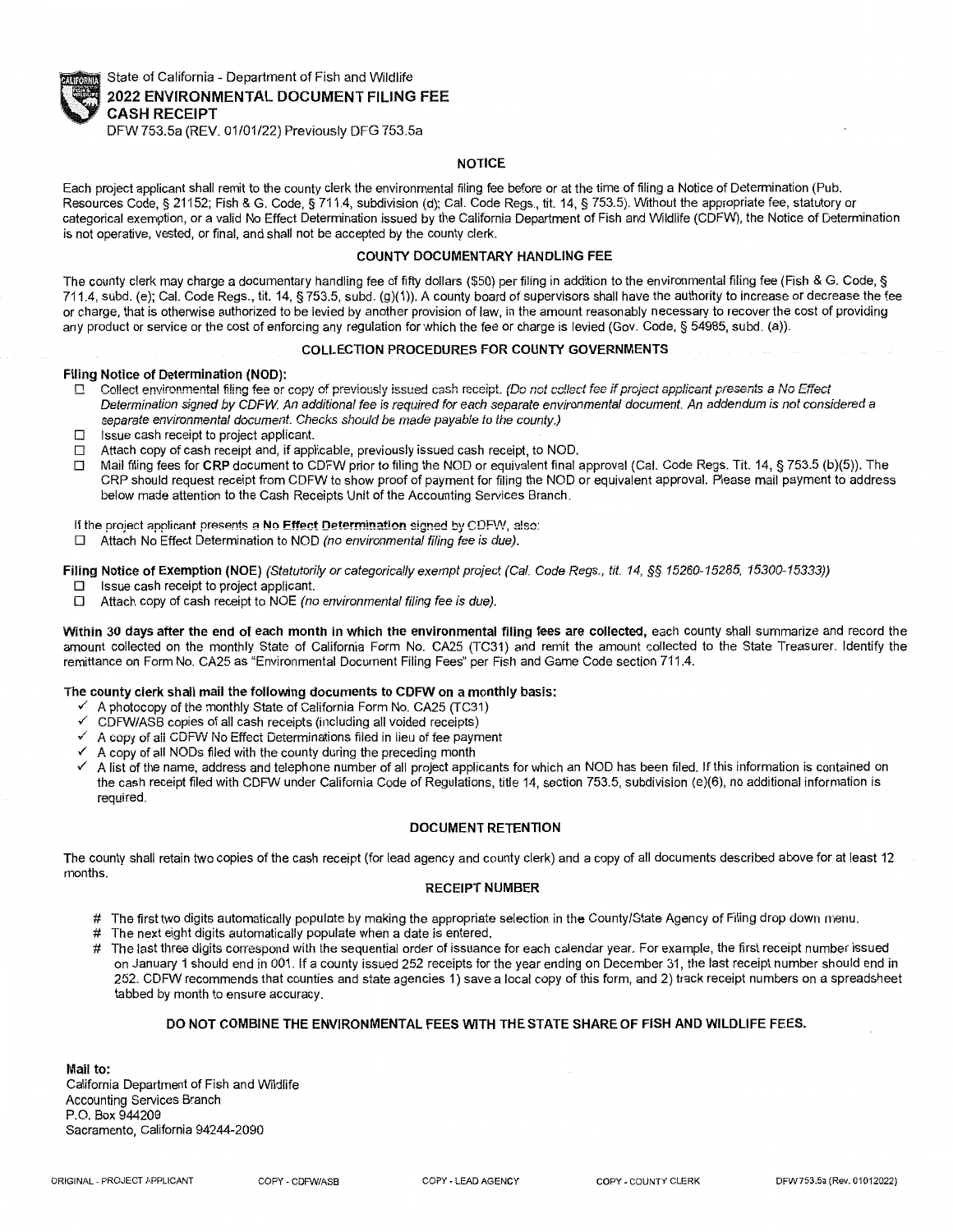State of California - Department of Fish and Wildlife

# 2022 ENVIRONMENTAL DOCUMENT FILING FEE CASH RECEIPT

DFW 753.5a (REV. 01/01/22) Previously DFG 753.5a

## NOTICE

Each project applicant shall remit to the county clerk the environmental filing fee before or at the time of filing a Notice of Determination (Pub. Resources Code, § 21152; Fish & G. Code, § 711.4, subdivision (d); Cal. Code Regs., tit. 14, § 753.5). Without the appropriate fee, statutory or categorical exemption, or a valid No Effect Determination issued by the California Department of Fish and Wildlife (CDFW), the Notice of Determination is not operative, vested, or final, and shall not be accepted by the county clerk.

## COUNTY DOCUMENTARY HANDLING FEE

The county clerk may charge a documentary handling fee of fifty dollars ($50) per filing in addition to the environmental filing fee (Fish & G. Code, § 711.4, subd. (e); Cal. Code Regs., tit. 14, § 753.5, subd. (g)(1)). A county board of supervisors shall have the authority to increase or decrease the fee or charge, that is otherwise authorized to be levied by another provision of law, in the amount reasonably necessary to recover the cost of providing any product or service or the cost of enforcing any regulation for which the fee or charge is levied (Gov. Code, § 54985, subd. (a)).

## COLLECTION PROCEDURES FOR COUNTY GOVERNMENTS

**Filing Notice of Determination (NOD):**

- ☐ Collect environmental filing fee or copy of previously issued cash receipt. *(Do not collect fee if project applicant presents a No Effect Determination signed by CDFW. An additional fee is required for each separate environmental document. An addendum is not considered a separate environmental document. Checks should be made payable to the county.)*
- ☐ Issue cash receipt to project applicant.
- ☐ Attach copy of cash receipt and, if applicable, previously issued cash receipt, to NOD.
- ☐ Mail filing fees for **CRP** document to CDFW prior to filing the NOD or equivalent final approval (Cal. Code Regs. Tit. 14, § 753.5 (b)(5)). The CRP should request receipt from CDFW to show proof of payment for filing the NOD or equivalent approval. Please mail payment to address below made attention to the Cash Receipts Unit of the Accounting Services Branch.

If the project applicant presents a **No Effect Determination** signed by CDFW, also:

- ☐ Attach No Effect Determination to NOD *(no environmental filing fee is due).*

**Filing Notice of Exemption (NOE)** *(Statutorily or categorically exempt project (Cal. Code Regs., tit. 14, §§ 15260-15285, 15300-15333))*

- ☐ Issue cash receipt to project applicant.
- ☐ Attach copy of cash receipt to NOE *(no environmental filing fee is due).*

**Within 30 days after the end of each month in which the environmental filing fees are collected,** each county shall summarize and record the amount collected on the monthly State of California Form No. CA25 (TC31) and remit the amount collected to the State Treasurer. Identify the remittance on Form No. CA25 as "Environmental Document Filing Fees" per Fish and Game Code section 711.4.

**The county clerk shall mail the following documents to CDFW on a monthly basis:**

- ✓ A photocopy of the monthly State of California Form No. CA25 (TC31)
- ✓ CDFW/ASB copies of all cash receipts (including all voided receipts)
- ✓ A copy of all CDFW No Effect Determinations filed in lieu of fee payment
- ✓ A copy of all NODs filed with the county during the preceding month
- ✓ A list of the name, address and telephone number of all project applicants for which an NOD has been filed. If this information is contained on the cash receipt filed with CDFW under California Code of Regulations, title 14, section 753.5, subdivision (e)(6), no additional information is required.

## DOCUMENT RETENTION

The county shall retain two copies of the cash receipt (for lead agency and county clerk) and a copy of all documents described above for at least 12 months.

## RECEIPT NUMBER

- # The first two digits automatically populate by making the appropriate selection in the County/State Agency of Filing drop down menu.
- # The next eight digits automatically populate when a date is entered.
- # The last three digits correspond with the sequential order of issuance for each calendar year. For example, the first receipt number issued on January 1 should end in 001. If a county issued 252 receipts for the year ending on December 31, the last receipt number should end in 252. CDFW recommends that counties and state agencies 1) save a local copy of this form, and 2) track receipt numbers on a spreadsheet tabbed by month to ensure accuracy.

**DO NOT COMBINE THE ENVIRONMENTAL FEES WITH THE STATE SHARE OF FISH AND WILDLIFE FEES.**

**Mail to:**
California Department of Fish and Wildlife
Accounting Services Branch
P.O. Box 944209
Sacramento, California 94244-2090

ORIGINAL - PROJECT APPLICANT | COPY - CDFW/ASB | COPY - LEAD AGENCY | COPY - COUNTY CLERK | DFW 753.5a (Rev. 01012022)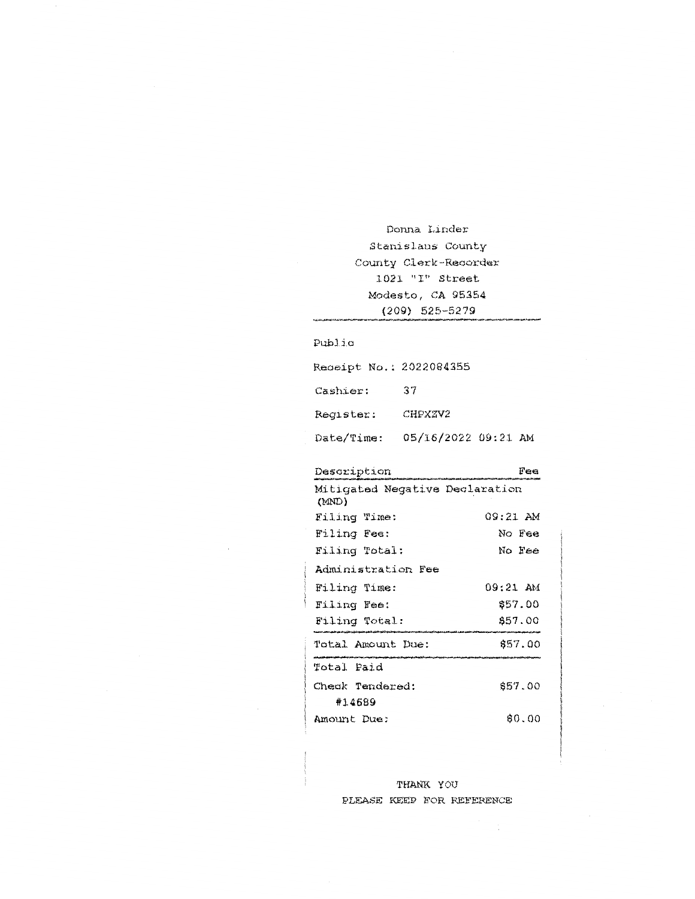Donna Linder
Stanislaus County
County Clerk-Recorder
1021 "I" Street
Modesto, CA 95354
(209) 525-5279

Public

Receipt No.: 2022084355

Cashier: 37

Register: CHPXZV2

Date/Time: 05/16/2022 09:21 AM

| Description | Fee |
|---|---|
| Mitigated Negative Declaration (MND) | |
| Filing Time: | 09:21 AM |
| Filing Fee: | No Fee |
| Filing Total: | No Fee |
| Administration Fee | |
| Filing Time: | 09:21 AM |
| Filing Fee: | $57.00 |
| Filing Total: | $57.00 |
| Total Amount Due: | $57.00 |
| Total Paid | |
| Check Tendered: #14689 | $57.00 |
| Amount Due: | $0.00 |

THANK YOU
PLEASE KEEP FOR REFERENCE